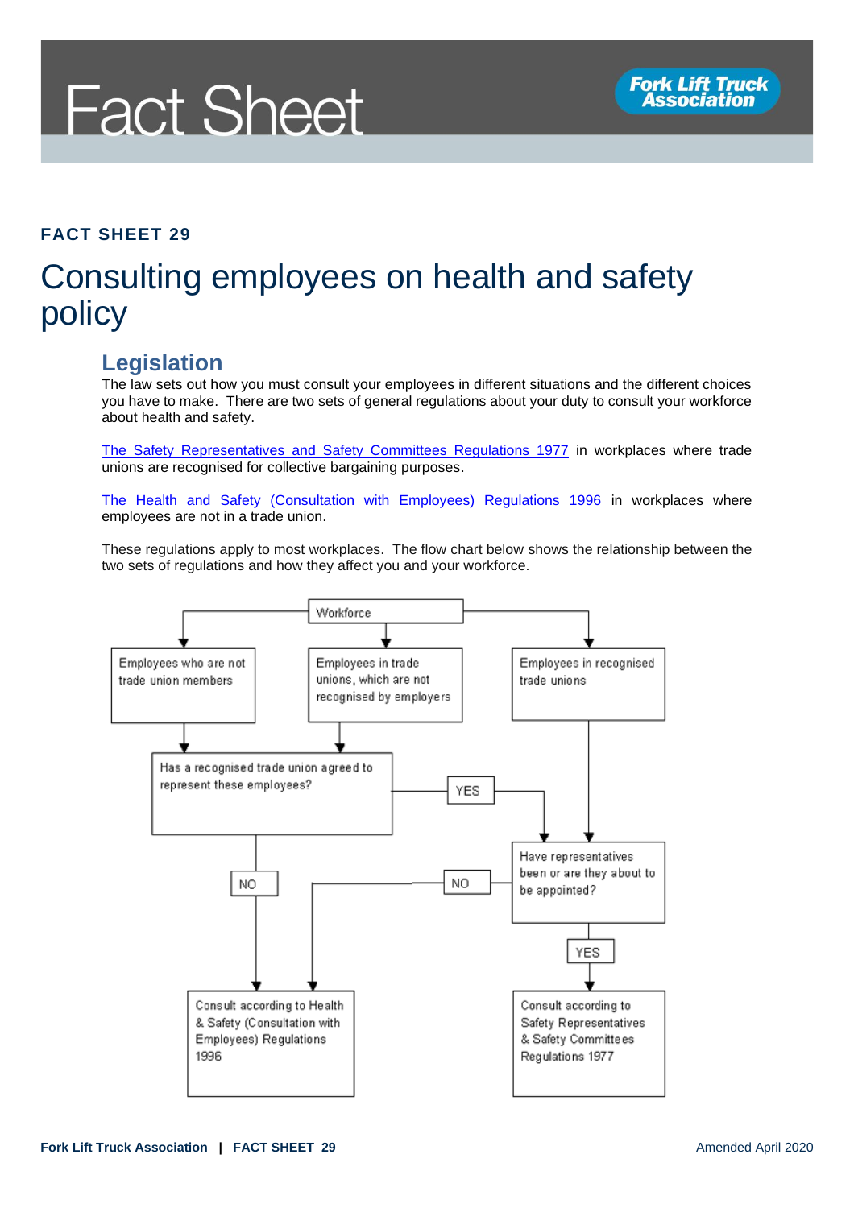# Fact Sheet

**FACT SHEET 29**

# Consulting employees on health and safety policy

## Legislation

The law sets out how you must consult your employees in different situations and the different choices you have to make. There are two sets of general regulations about your duty to consult your workforce about health and safety.

The Safety Representatives and Safety Committees Regulations 1977 in workplaces where trade unions are recognised for collective bargaining purposes.

The Health and Safety (Consultation with Employees) Regulations 1996 in workplaces where employees are not in a trade union.

These regulations apply to most workplaces. The flow chart below shows the relationship between the two sets of regulations and how they affect you and your workforce.

Workforce

- Employees who are not trade union members
- Employees in trade unions, which are not recognised by employers
- Employees in recognised trade unions

Has a recognised trade union agreed to represent these employees?

- YES → Have representatives been or are they about to be appointed?
- NO → Consult according to Health & Safety (Consultation with Employees) Regulations 1996

Have representatives been or are they about to be appointed?

- YES → Consult according to Safety Representatives & Safety Committees Regulations 1977
- NO → Consult according to Health & Safety (Consultation with Employees) Regulations 1996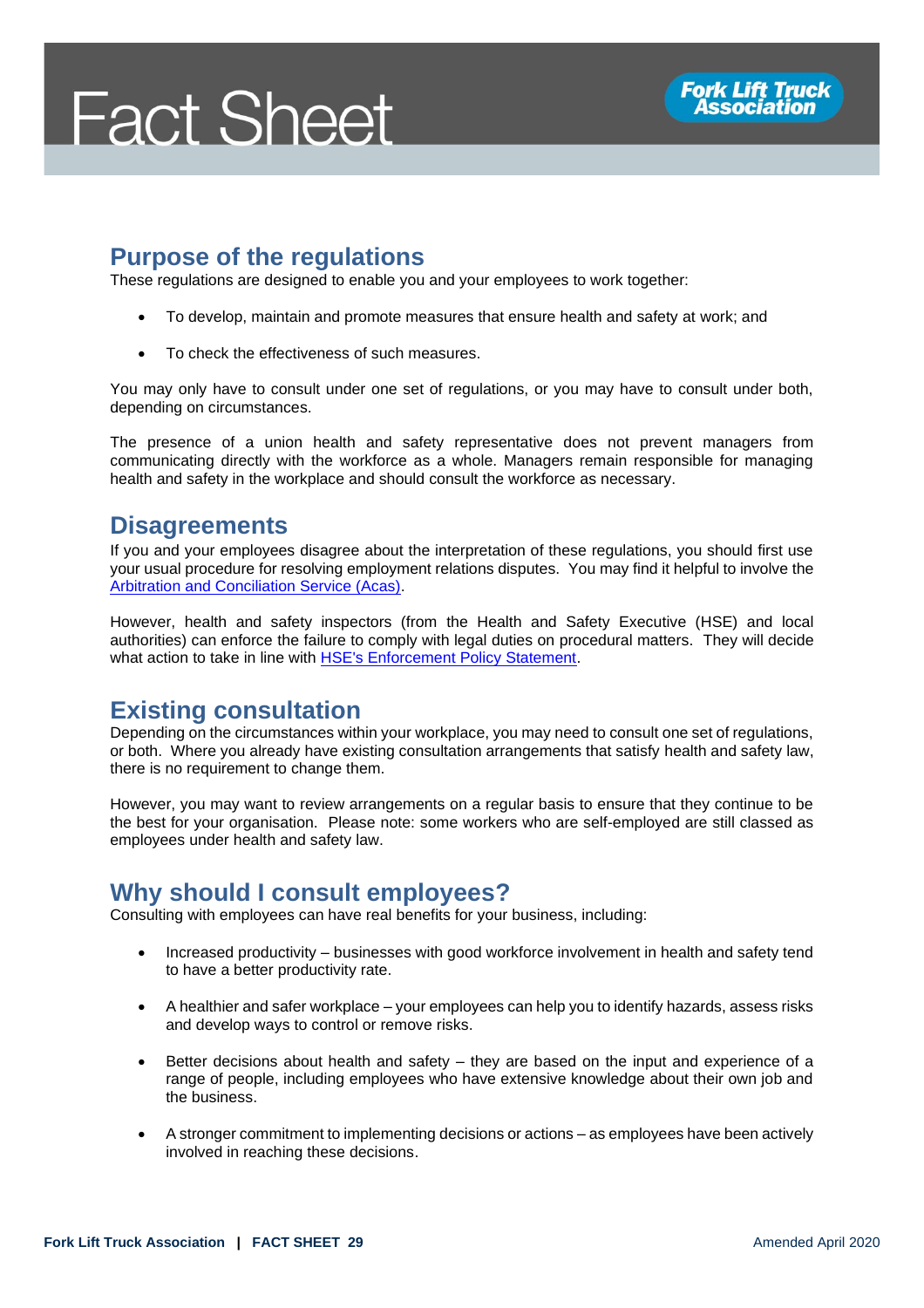## Purpose of the regulations

These regulations are designed to enable you and your employees to work together:

- To develop, maintain and promote measures that ensure health and safety at work; and
- To check the effectiveness of such measures.

You may only have to consult under one set of regulations, or you may have to consult under both, depending on circumstances.

The presence of a union health and safety representative does not prevent managers from communicating directly with the workforce as a whole. Managers remain responsible for managing health and safety in the workplace and should consult the workforce as necessary.

## Disagreements

If you and your employees disagree about the interpretation of these regulations, you should first use your usual procedure for resolving employment relations disputes. You may find it helpful to involve the Arbitration and Conciliation Service (Acas).

However, health and safety inspectors (from the Health and Safety Executive (HSE) and local authorities) can enforce the failure to comply with legal duties on procedural matters. They will decide what action to take in line with HSE's Enforcement Policy Statement.

## Existing consultation

Depending on the circumstances within your workplace, you may need to consult one set of regulations, or both. Where you already have existing consultation arrangements that satisfy health and safety law, there is no requirement to change them.

However, you may want to review arrangements on a regular basis to ensure that they continue to be the best for your organisation. Please note: some workers who are self-employed are still classed as employees under health and safety law.

## Why should I consult employees?

Consulting with employees can have real benefits for your business, including:

- Increased productivity – businesses with good workforce involvement in health and safety tend to have a better productivity rate.
- A healthier and safer workplace – your employees can help you to identify hazards, assess risks and develop ways to control or remove risks.
- Better decisions about health and safety – they are based on the input and experience of a range of people, including employees who have extensive knowledge about their own job and the business.
- A stronger commitment to implementing decisions or actions – as employees have been actively involved in reaching these decisions.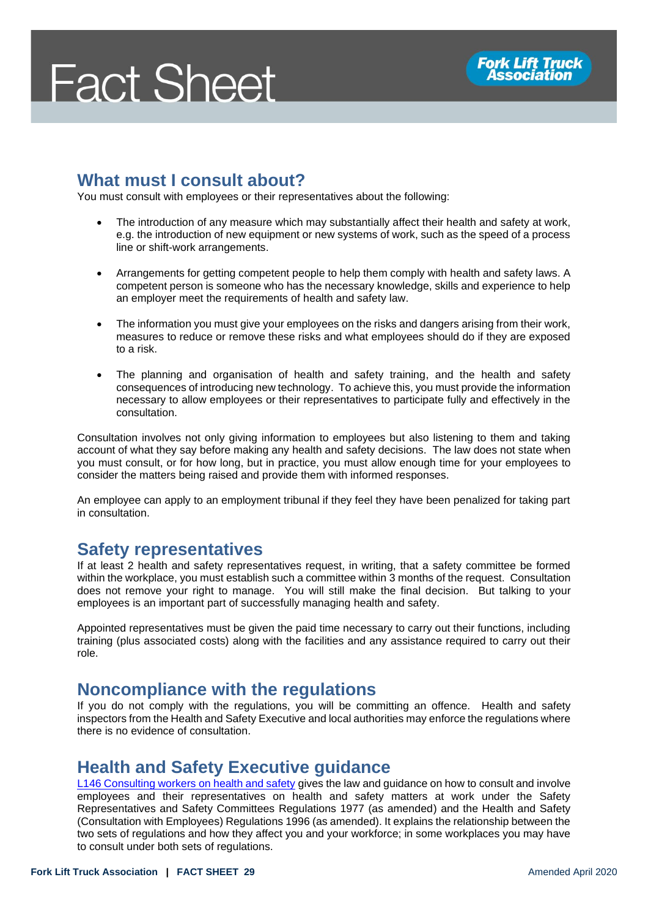## What must I consult about?

You must consult with employees or their representatives about the following:

- The introduction of any measure which may substantially affect their health and safety at work, e.g. the introduction of new equipment or new systems of work, such as the speed of a process line or shift-work arrangements.
- Arrangements for getting competent people to help them comply with health and safety laws. A competent person is someone who has the necessary knowledge, skills and experience to help an employer meet the requirements of health and safety law.
- The information you must give your employees on the risks and dangers arising from their work, measures to reduce or remove these risks and what employees should do if they are exposed to a risk.
- The planning and organisation of health and safety training, and the health and safety consequences of introducing new technology. To achieve this, you must provide the information necessary to allow employees or their representatives to participate fully and effectively in the consultation.

Consultation involves not only giving information to employees but also listening to them and taking account of what they say before making any health and safety decisions. The law does not state when you must consult, or for how long, but in practice, you must allow enough time for your employees to consider the matters being raised and provide them with informed responses.

An employee can apply to an employment tribunal if they feel they have been penalized for taking part in consultation.

## Safety representatives

If at least 2 health and safety representatives request, in writing, that a safety committee be formed within the workplace, you must establish such a committee within 3 months of the request. Consultation does not remove your right to manage. You will still make the final decision. But talking to your employees is an important part of successfully managing health and safety.

Appointed representatives must be given the paid time necessary to carry out their functions, including training (plus associated costs) along with the facilities and any assistance required to carry out their role.

## Noncompliance with the regulations

If you do not comply with the regulations, you will be committing an offence. Health and safety inspectors from the Health and Safety Executive and local authorities may enforce the regulations where there is no evidence of consultation.

## Health and Safety Executive guidance

L146 Consulting workers on health and safety gives the law and guidance on how to consult and involve employees and their representatives on health and safety matters at work under the Safety Representatives and Safety Committees Regulations 1977 (as amended) and the Health and Safety (Consultation with Employees) Regulations 1996 (as amended). It explains the relationship between the two sets of regulations and how they affect you and your workforce; in some workplaces you may have to consult under both sets of regulations.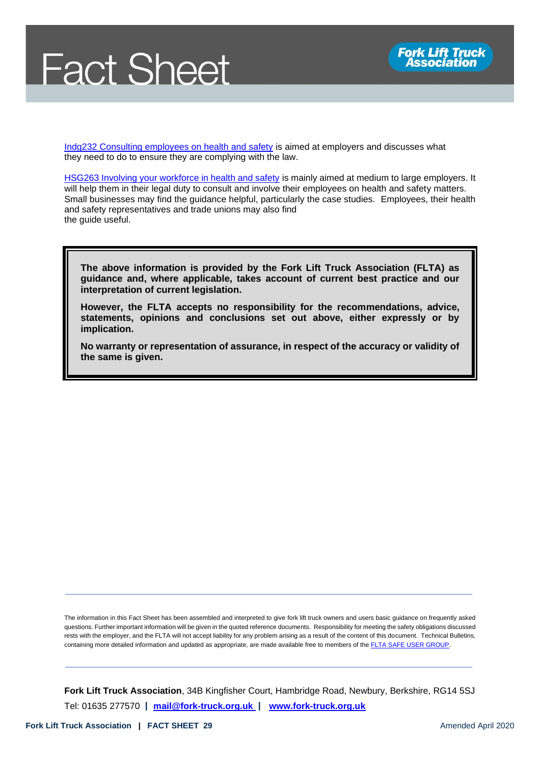Indg232 Consulting employees on health and safety is aimed at employers and discusses what they need to do to ensure they are complying with the law.

HSG263 Involving your workforce in health and safety is mainly aimed at medium to large employers. It will help them in their legal duty to consult and involve their employees on health and safety matters. Small businesses may find the guidance helpful, particularly the case studies. Employees, their health and safety representatives and trade unions may also find the guide useful.

**The above information is provided by the Fork Lift Truck Association (FLTA) as guidance and, where applicable, takes account of current best practice and our interpretation of current legislation.**

**However, the FLTA accepts no responsibility for the recommendations, advice, statements, opinions and conclusions set out above, either expressly or by implication.**

**No warranty or representation of assurance, in respect of the accuracy or validity of the same is given.**

---

The information in this Fact Sheet has been assembled and interpreted to give fork lift truck owners and users basic guidance on frequently asked questions. Further important information will be given in the quoted reference documents. Responsibility for meeting the safety obligations discussed rests with the employer, and the FLTA will not accept liability for any problem arising as a result of the content of this document. Technical Bulletins, containing more detailed information and updated as appropriate, are made available free to members of the FLTA SAFE USER GROUP.

---

**Fork Lift Truck Association**, 34B Kingfisher Court, Hambridge Road, Newbury, Berkshire, RG14 5SJ

Tel: 01635 277570 | **mail@fork-truck.org.uk** | **www.fork-truck.org.uk**

**Fork Lift Truck Association | FACT SHEET 29**

Amended April 2020